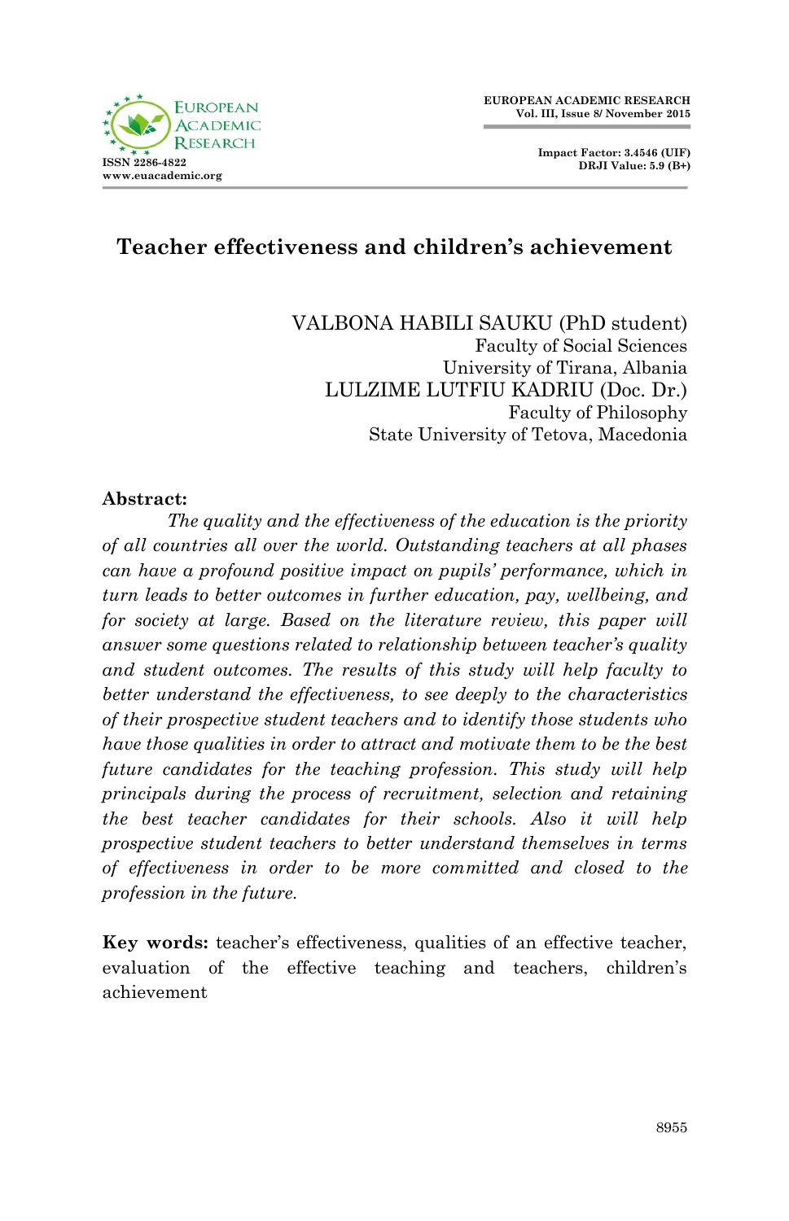# Teacher effectiveness and children's achievement

VALBONA HABILI SAUKU (PhD student)
Faculty of Social Sciences
University of Tirana, Albania
LULZIME LUTFIU KADRIU (Doc. Dr.)
Faculty of Philosophy
State University of Tetova, Macedonia

**Abstract:**

*The quality and the effectiveness of the education is the priority of all countries all over the world. Outstanding teachers at all phases can have a profound positive impact on pupils' performance, which in turn leads to better outcomes in further education, pay, wellbeing, and for society at large. Based on the literature review, this paper will answer some questions related to relationship between teacher's quality and student outcomes. The results of this study will help faculty to better understand the effectiveness, to see deeply to the characteristics of their prospective student teachers and to identify those students who have those qualities in order to attract and motivate them to be the best future candidates for the teaching profession. This study will help principals during the process of recruitment, selection and retaining the best teacher candidates for their schools. Also it will help prospective student teachers to better understand themselves in terms of effectiveness in order to be more committed and closed to the profession in the future.*

**Key words:** teacher's effectiveness, qualities of an effective teacher, evaluation of the effective teaching and teachers, children's achievement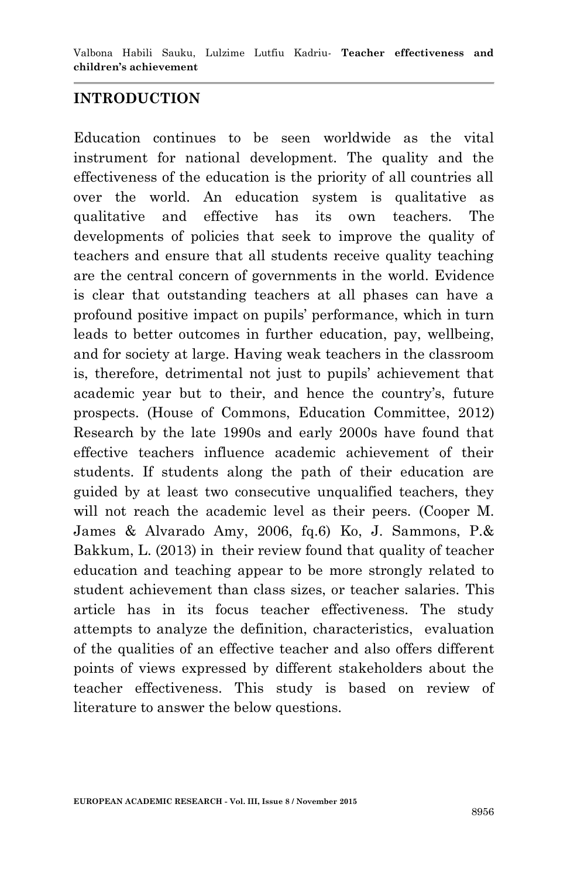## INTRODUCTION

Education continues to be seen worldwide as the vital instrument for national development. The quality and the effectiveness of the education is the priority of all countries all over the world. An education system is qualitative as qualitative and effective has its own teachers. The developments of policies that seek to improve the quality of teachers and ensure that all students receive quality teaching are the central concern of governments in the world. Evidence is clear that outstanding teachers at all phases can have a profound positive impact on pupils' performance, which in turn leads to better outcomes in further education, pay, wellbeing, and for society at large. Having weak teachers in the classroom is, therefore, detrimental not just to pupils' achievement that academic year but to their, and hence the country's, future prospects. (House of Commons, Education Committee, 2012) Research by the late 1990s and early 2000s have found that effective teachers influence academic achievement of their students. If students along the path of their education are guided by at least two consecutive unqualified teachers, they will not reach the academic level as their peers. (Cooper M. James & Alvarado Amy, 2006, fq.6) Ko, J. Sammons, P.& Bakkum, L. (2013) in their review found that quality of teacher education and teaching appear to be more strongly related to student achievement than class sizes, or teacher salaries. This article has in its focus teacher effectiveness. The study attempts to analyze the definition, characteristics, evaluation of the qualities of an effective teacher and also offers different points of views expressed by different stakeholders about the teacher effectiveness. This study is based on review of literature to answer the below questions.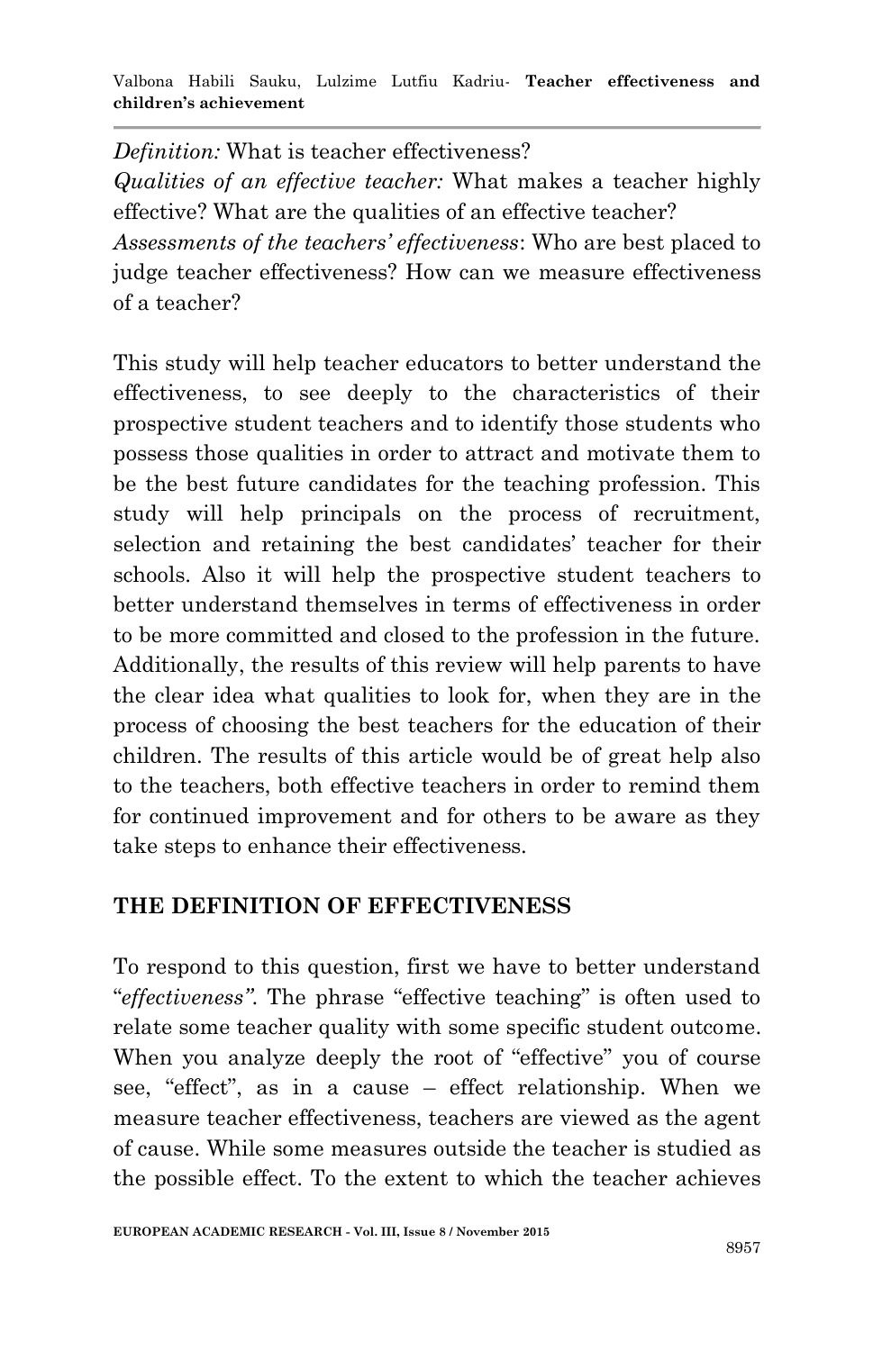*Definition:* What is teacher effectiveness?
*Qualities of an effective teacher:* What makes a teacher highly effective? What are the qualities of an effective teacher?
*Assessments of the teachers' effectiveness*: Who are best placed to judge teacher effectiveness? How can we measure effectiveness of a teacher?

This study will help teacher educators to better understand the effectiveness, to see deeply to the characteristics of their prospective student teachers and to identify those students who possess those qualities in order to attract and motivate them to be the best future candidates for the teaching profession. This study will help principals on the process of recruitment, selection and retaining the best candidates' teacher for their schools. Also it will help the prospective student teachers to better understand themselves in terms of effectiveness in order to be more committed and closed to the profession in the future. Additionally, the results of this review will help parents to have the clear idea what qualities to look for, when they are in the process of choosing the best teachers for the education of their children. The results of this article would be of great help also to the teachers, both effective teachers in order to remind them for continued improvement and for others to be aware as they take steps to enhance their effectiveness.

## THE DEFINITION OF EFFECTIVENESS

To respond to this question, first we have to better understand "*effectiveness"*. The phrase "effective teaching" is often used to relate some teacher quality with some specific student outcome. When you analyze deeply the root of "effective" you of course see, "effect", as in a cause – effect relationship. When we measure teacher effectiveness, teachers are viewed as the agent of cause. While some measures outside the teacher is studied as the possible effect. To the extent to which the teacher achieves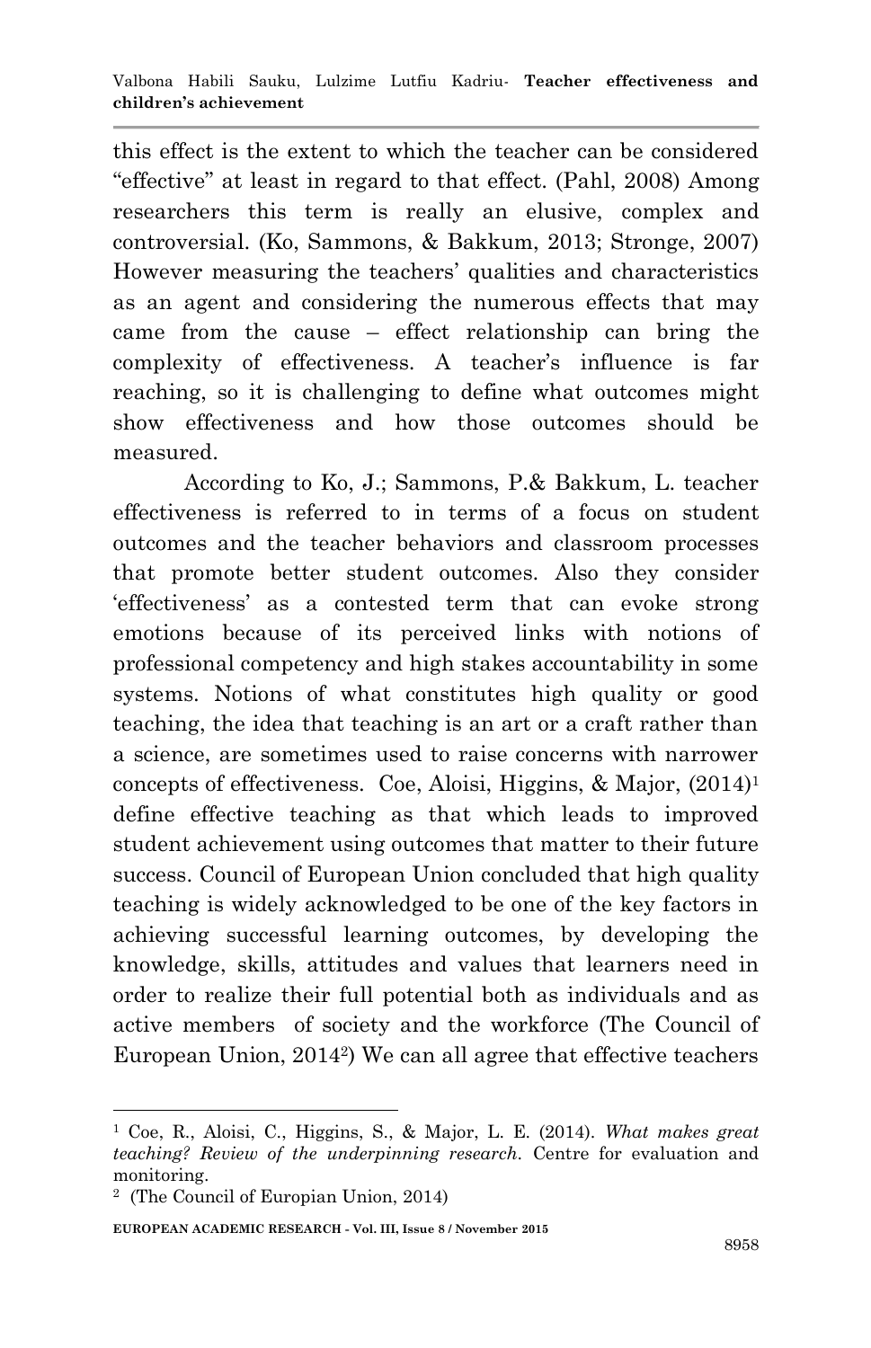this effect is the extent to which the teacher can be considered "effective" at least in regard to that effect. (Pahl, 2008) Among researchers this term is really an elusive, complex and controversial. (Ko, Sammons, & Bakkum, 2013; Stronge, 2007) However measuring the teachers' qualities and characteristics as an agent and considering the numerous effects that may came from the cause – effect relationship can bring the complexity of effectiveness. A teacher's influence is far reaching, so it is challenging to define what outcomes might show effectiveness and how those outcomes should be measured.

According to Ko, J.; Sammons, P.& Bakkum, L. teacher effectiveness is referred to in terms of a focus on student outcomes and the teacher behaviors and classroom processes that promote better student outcomes. Also they consider 'effectiveness' as a contested term that can evoke strong emotions because of its perceived links with notions of professional competency and high stakes accountability in some systems. Notions of what constitutes high quality or good teaching, the idea that teaching is an art or a craft rather than a science, are sometimes used to raise concerns with narrower concepts of effectiveness. Coe, Aloisi, Higgins, & Major, (2014)[1] define effective teaching as that which leads to improved student achievement using outcomes that matter to their future success. Council of European Union concluded that high quality teaching is widely acknowledged to be one of the key factors in achieving successful learning outcomes, by developing the knowledge, skills, attitudes and values that learners need in order to realize their full potential both as individuals and as active members of society and the workforce (The Council of European Union, 2014[2]) We can all agree that effective teachers

---

[1] Coe, R., Aloisi, C., Higgins, S., & Major, L. E. (2014). *What makes great teaching? Review of the underpinning research.* Centre for evaluation and monitoring.

[2] (The Council of Europian Union, 2014)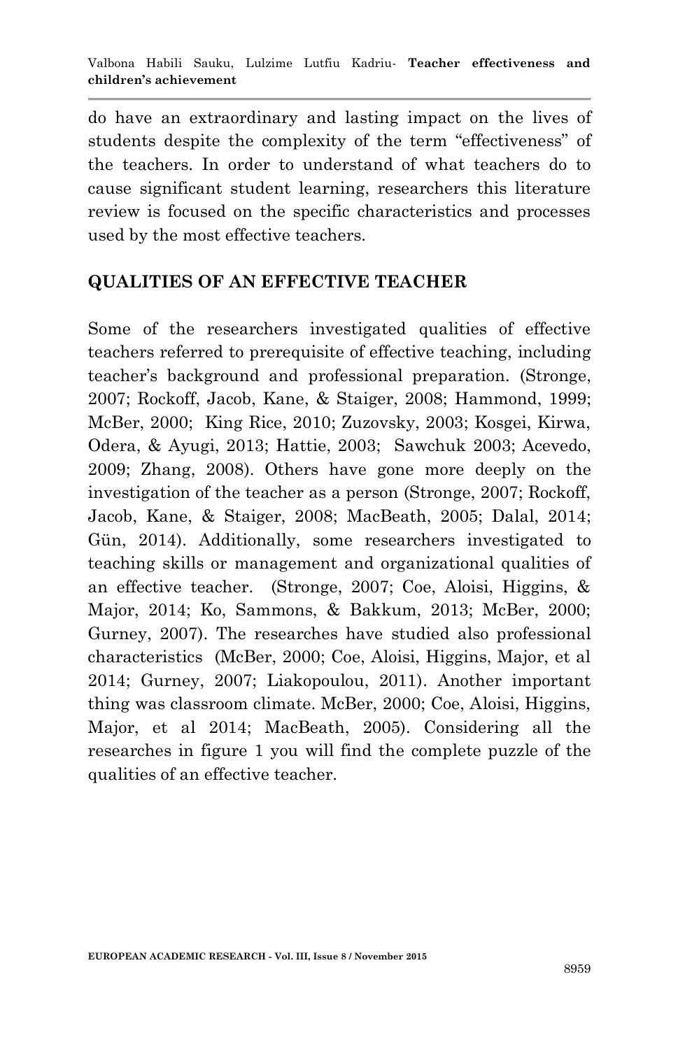do have an extraordinary and lasting impact on the lives of students despite the complexity of the term "effectiveness" of the teachers. In order to understand of what teachers do to cause significant student learning, researchers this literature review is focused on the specific characteristics and processes used by the most effective teachers.

## QUALITIES OF AN EFFECTIVE TEACHER

Some of the researchers investigated qualities of effective teachers referred to prerequisite of effective teaching, including teacher's background and professional preparation. (Stronge, 2007; Rockoff, Jacob, Kane, & Staiger, 2008; Hammond, 1999; McBer, 2000; King Rice, 2010; Zuzovsky, 2003; Kosgei, Kirwa, Odera, & Ayugi, 2013; Hattie, 2003; Sawchuk 2003; Acevedo, 2009; Zhang, 2008). Others have gone more deeply on the investigation of the teacher as a person (Stronge, 2007; Rockoff, Jacob, Kane, & Staiger, 2008; MacBeath, 2005; Dalal, 2014; Gün, 2014). Additionally, some researchers investigated to teaching skills or management and organizational qualities of an effective teacher. (Stronge, 2007; Coe, Aloisi, Higgins, & Major, 2014; Ko, Sammons, & Bakkum, 2013; McBer, 2000; Gurney, 2007). The researches have studied also professional characteristics (McBer, 2000; Coe, Aloisi, Higgins, Major, et al 2014; Gurney, 2007; Liakopoulou, 2011). Another important thing was classroom climate. McBer, 2000; Coe, Aloisi, Higgins, Major, et al 2014; MacBeath, 2005). Considering all the researches in figure 1 you will find the complete puzzle of the qualities of an effective teacher.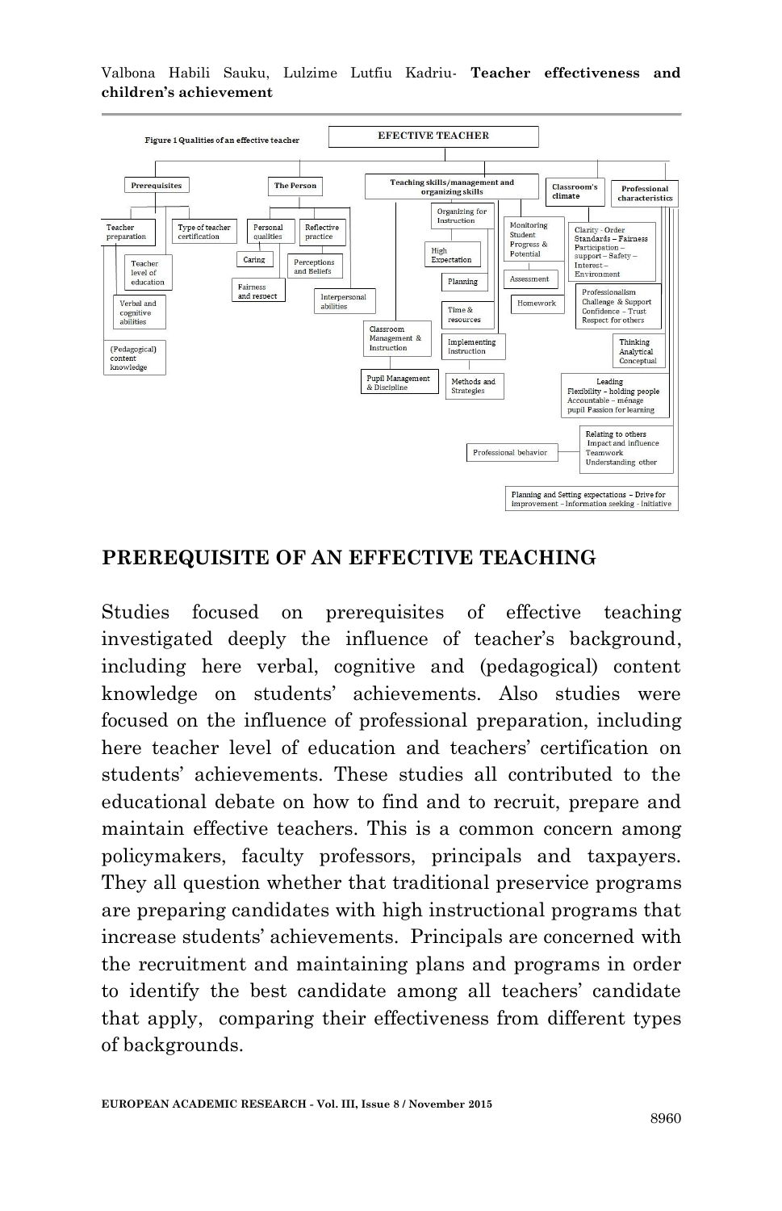**Figure 1 Qualities of an effective teacher**

**EFECTIVE TEACHER**

- **Prerequisites**
  - Teacher preparation
  - Type of teacher certification
  - Teacher level of education
  - Verbal and cognitive abilities
  - (Pedagogical) content knowledge
- **The Person**
  - Personal qualities
  - Reflective practice
  - Caring
  - Perceptions and Beliefs
  - Fairness and respect
  - Interpersonal abilities
- **Teaching skills/management and organizing skills**
  - Organizing for Instruction
  - High Expectation
  - Planning
  - Time & resources
  - Implementing Instruction
  - Methods and Strategies
  - Classroom Management & Instruction
  - Pupil Management & Discipline
  - Monitoring Student Progress & Potential
  - Assessment
  - Homework
- **Classroom's climate**
  - Clarity - Order Standards – Fairness Participation – support – Safety – Interest – Environment
- **Professional characteristics**
  - Professionalism Challenge & Support Confidence – Trust Respect for others
  - Thinking Analytical Conceptual
  - Leading Flexibility – holding people Accountable – ménage pupil Passion for learning
  - Relating to others Impact and influence Teamwork Understanding other
  - Professional behavior
  - Planning and Setting expectations – Drive for improvement – Information seeking - Initiative

## PREREQUISITE OF AN EFFECTIVE TEACHING

Studies focused on prerequisites of effective teaching investigated deeply the influence of teacher's background, including here verbal, cognitive and (pedagogical) content knowledge on students' achievements. Also studies were focused on the influence of professional preparation, including here teacher level of education and teachers' certification on students' achievements. These studies all contributed to the educational debate on how to find and to recruit, prepare and maintain effective teachers. This is a common concern among policymakers, faculty professors, principals and taxpayers. They all question whether that traditional preservice programs are preparing candidates with high instructional programs that increase students' achievements. Principals are concerned with the recruitment and maintaining plans and programs in order to identify the best candidate among all teachers' candidate that apply, comparing their effectiveness from different types of backgrounds.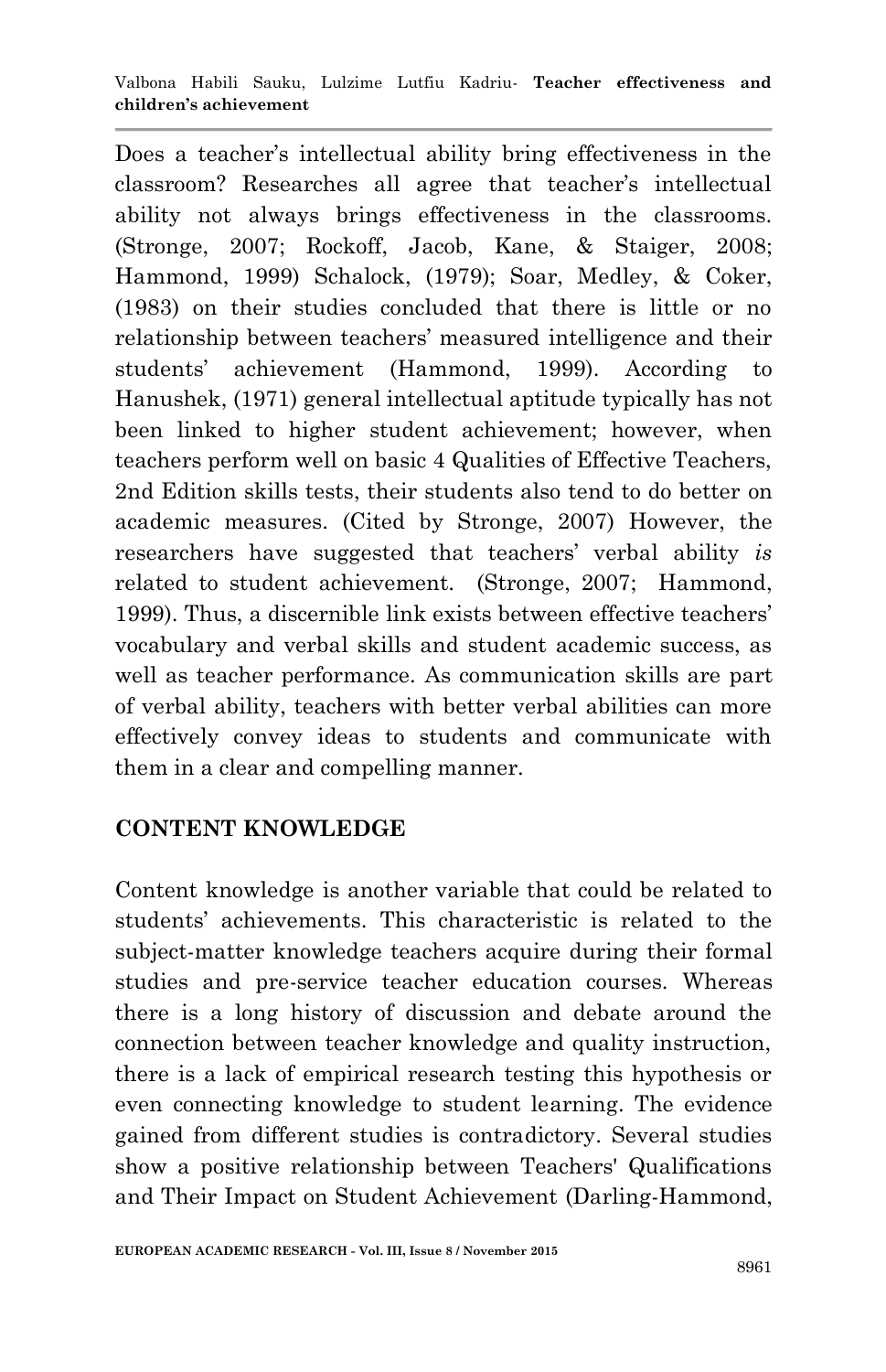Does a teacher's intellectual ability bring effectiveness in the classroom? Researches all agree that teacher's intellectual ability not always brings effectiveness in the classrooms. (Stronge, 2007; Rockoff, Jacob, Kane, & Staiger, 2008; Hammond, 1999) Schalock, (1979); Soar, Medley, & Coker, (1983) on their studies concluded that there is little or no relationship between teachers' measured intelligence and their students' achievement (Hammond, 1999). According to Hanushek, (1971) general intellectual aptitude typically has not been linked to higher student achievement; however, when teachers perform well on basic 4 Qualities of Effective Teachers, 2nd Edition skills tests, their students also tend to do better on academic measures. (Cited by Stronge, 2007) However, the researchers have suggested that teachers' verbal ability *is* related to student achievement. (Stronge, 2007; Hammond, 1999). Thus, a discernible link exists between effective teachers' vocabulary and verbal skills and student academic success, as well as teacher performance. As communication skills are part of verbal ability, teachers with better verbal abilities can more effectively convey ideas to students and communicate with them in a clear and compelling manner.

## CONTENT KNOWLEDGE

Content knowledge is another variable that could be related to students' achievements. This characteristic is related to the subject-matter knowledge teachers acquire during their formal studies and pre-service teacher education courses. Whereas there is a long history of discussion and debate around the connection between teacher knowledge and quality instruction, there is a lack of empirical research testing this hypothesis or even connecting knowledge to student learning. The evidence gained from different studies is contradictory. Several studies show a positive relationship between Teachers' Qualifications and Their Impact on Student Achievement (Darling-Hammond,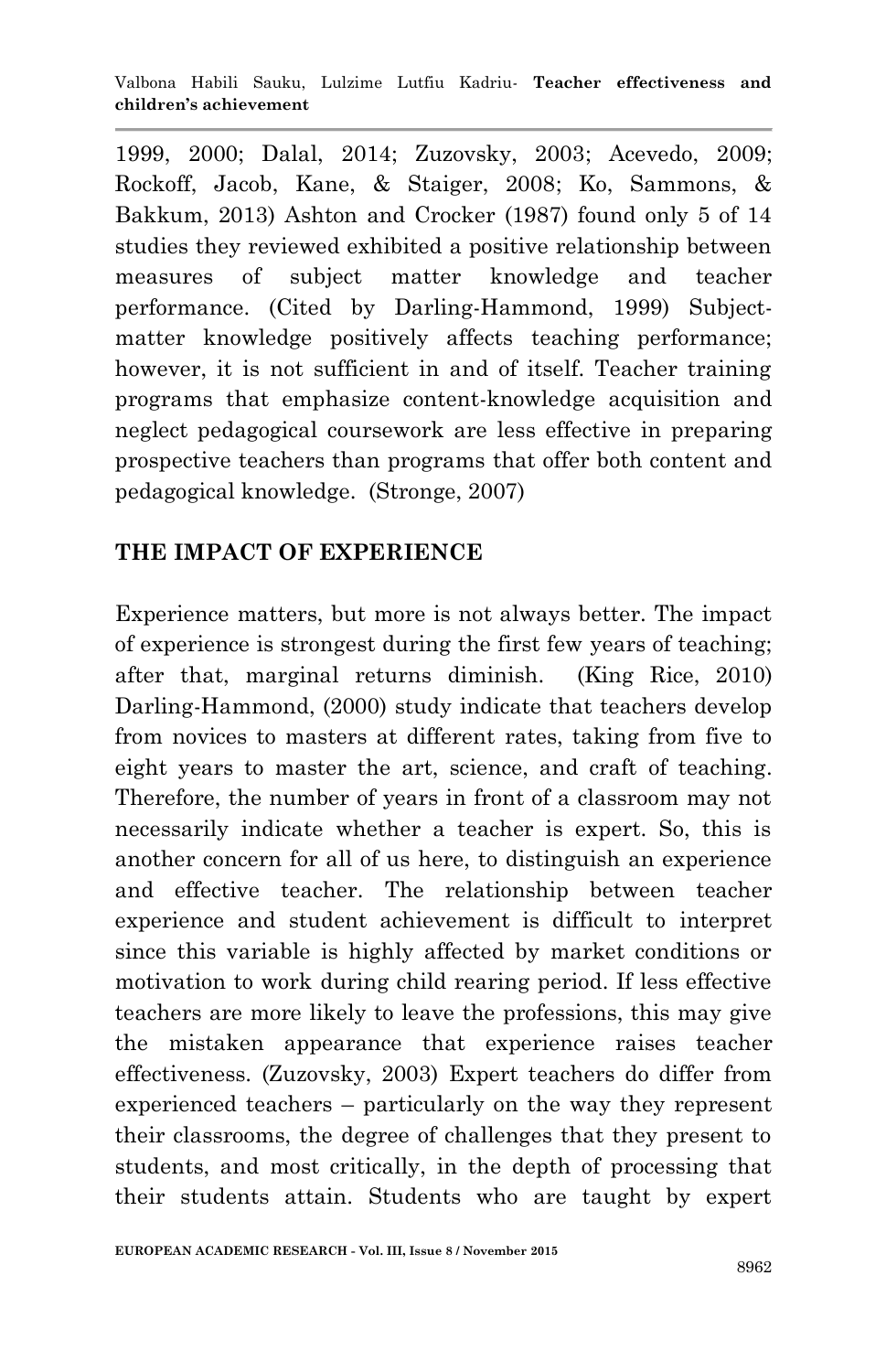1999, 2000; Dalal, 2014; Zuzovsky, 2003; Acevedo, 2009; Rockoff, Jacob, Kane, & Staiger, 2008; Ko, Sammons, & Bakkum, 2013) Ashton and Crocker (1987) found only 5 of 14 studies they reviewed exhibited a positive relationship between measures of subject matter knowledge and teacher performance. (Cited by Darling-Hammond, 1999) Subject-matter knowledge positively affects teaching performance; however, it is not sufficient in and of itself. Teacher training programs that emphasize content-knowledge acquisition and neglect pedagogical coursework are less effective in preparing prospective teachers than programs that offer both content and pedagogical knowledge. (Stronge, 2007)

## THE IMPACT OF EXPERIENCE

Experience matters, but more is not always better. The impact of experience is strongest during the first few years of teaching; after that, marginal returns diminish. (King Rice, 2010) Darling-Hammond, (2000) study indicate that teachers develop from novices to masters at different rates, taking from five to eight years to master the art, science, and craft of teaching. Therefore, the number of years in front of a classroom may not necessarily indicate whether a teacher is expert. So, this is another concern for all of us here, to distinguish an experience and effective teacher. The relationship between teacher experience and student achievement is difficult to interpret since this variable is highly affected by market conditions or motivation to work during child rearing period. If less effective teachers are more likely to leave the professions, this may give the mistaken appearance that experience raises teacher effectiveness. (Zuzovsky, 2003) Expert teachers do differ from experienced teachers – particularly on the way they represent their classrooms, the degree of challenges that they present to students, and most critically, in the depth of processing that their students attain. Students who are taught by expert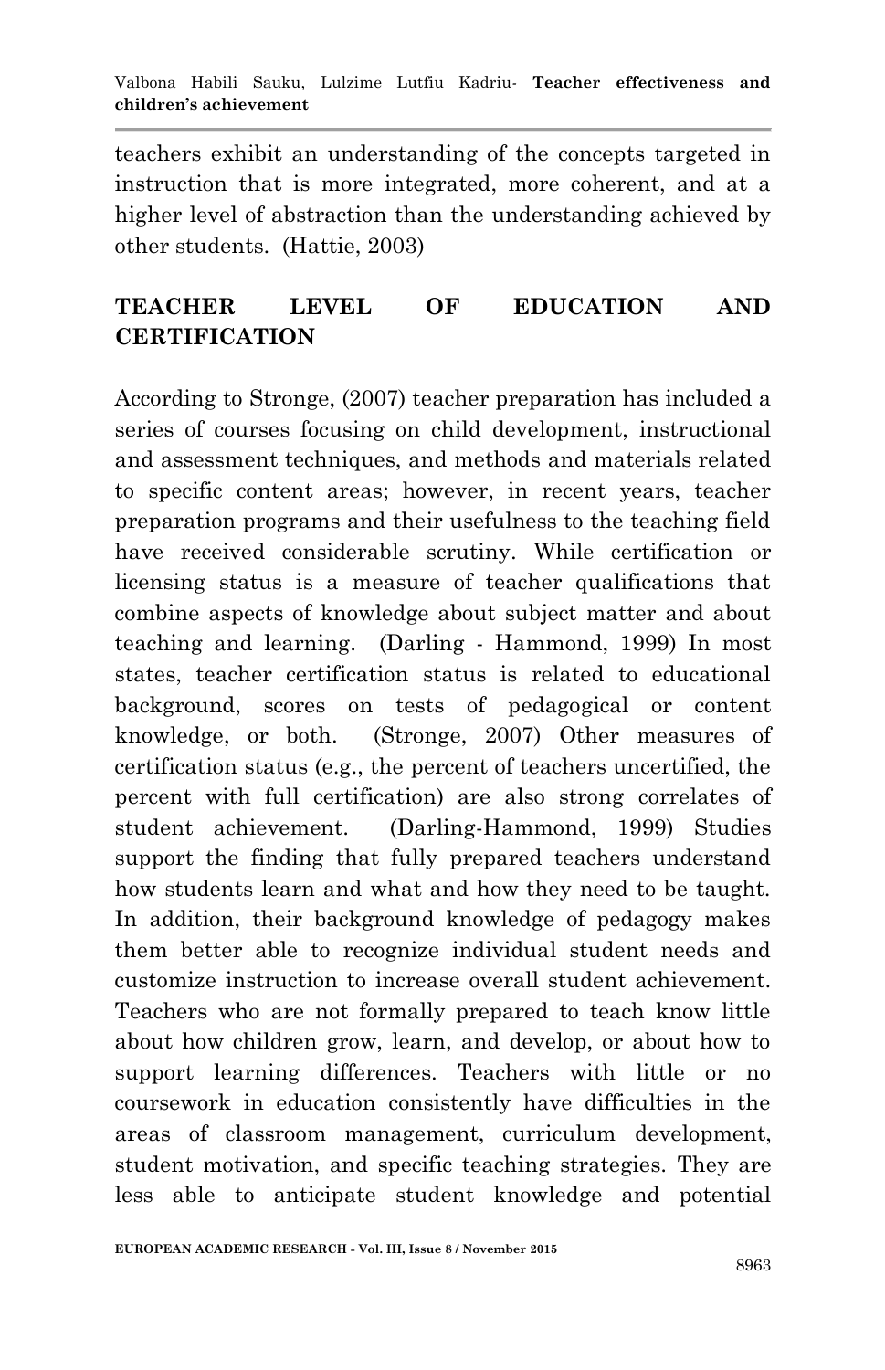teachers exhibit an understanding of the concepts targeted in instruction that is more integrated, more coherent, and at a higher level of abstraction than the understanding achieved by other students. (Hattie, 2003)

## TEACHER LEVEL OF EDUCATION AND CERTIFICATION

According to Stronge, (2007) teacher preparation has included a series of courses focusing on child development, instructional and assessment techniques, and methods and materials related to specific content areas; however, in recent years, teacher preparation programs and their usefulness to the teaching field have received considerable scrutiny. While certification or licensing status is a measure of teacher qualifications that combine aspects of knowledge about subject matter and about teaching and learning. (Darling - Hammond, 1999) In most states, teacher certification status is related to educational background, scores on tests of pedagogical or content knowledge, or both. (Stronge, 2007) Other measures of certification status (e.g., the percent of teachers uncertified, the percent with full certification) are also strong correlates of student achievement. (Darling-Hammond, 1999) Studies support the finding that fully prepared teachers understand how students learn and what and how they need to be taught. In addition, their background knowledge of pedagogy makes them better able to recognize individual student needs and customize instruction to increase overall student achievement. Teachers who are not formally prepared to teach know little about how children grow, learn, and develop, or about how to support learning differences. Teachers with little or no coursework in education consistently have difficulties in the areas of classroom management, curriculum development, student motivation, and specific teaching strategies. They are less able to anticipate student knowledge and potential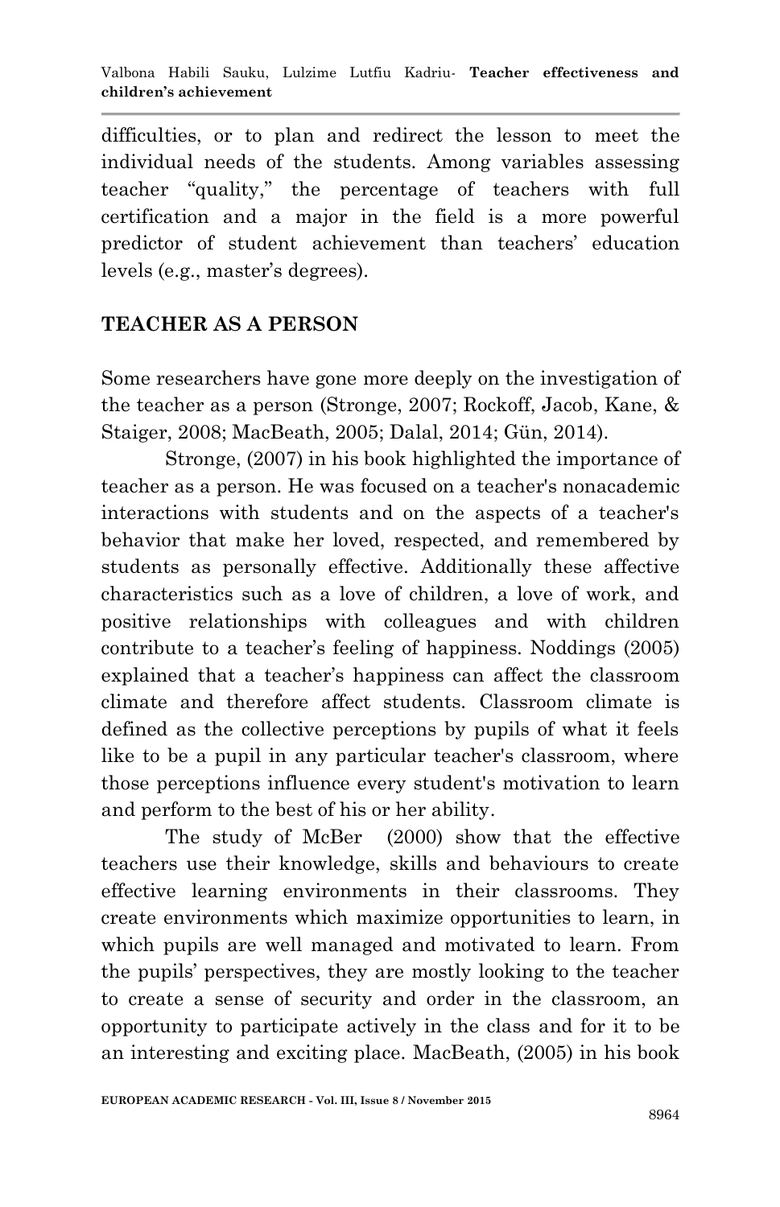difficulties, or to plan and redirect the lesson to meet the individual needs of the students. Among variables assessing teacher "quality," the percentage of teachers with full certification and a major in the field is a more powerful predictor of student achievement than teachers' education levels (e.g., master's degrees).

## TEACHER AS A PERSON

Some researchers have gone more deeply on the investigation of the teacher as a person (Stronge, 2007; Rockoff, Jacob, Kane, & Staiger, 2008; MacBeath, 2005; Dalal, 2014; Gün, 2014).

Stronge, (2007) in his book highlighted the importance of teacher as a person. He was focused on a teacher's nonacademic interactions with students and on the aspects of a teacher's behavior that make her loved, respected, and remembered by students as personally effective. Additionally these affective characteristics such as a love of children, a love of work, and positive relationships with colleagues and with children contribute to a teacher's feeling of happiness. Noddings (2005) explained that a teacher's happiness can affect the classroom climate and therefore affect students. Classroom climate is defined as the collective perceptions by pupils of what it feels like to be a pupil in any particular teacher's classroom, where those perceptions influence every student's motivation to learn and perform to the best of his or her ability.

The study of McBer (2000) show that the effective teachers use their knowledge, skills and behaviours to create effective learning environments in their classrooms. They create environments which maximize opportunities to learn, in which pupils are well managed and motivated to learn. From the pupils' perspectives, they are mostly looking to the teacher to create a sense of security and order in the classroom, an opportunity to participate actively in the class and for it to be an interesting and exciting place. MacBeath, (2005) in his book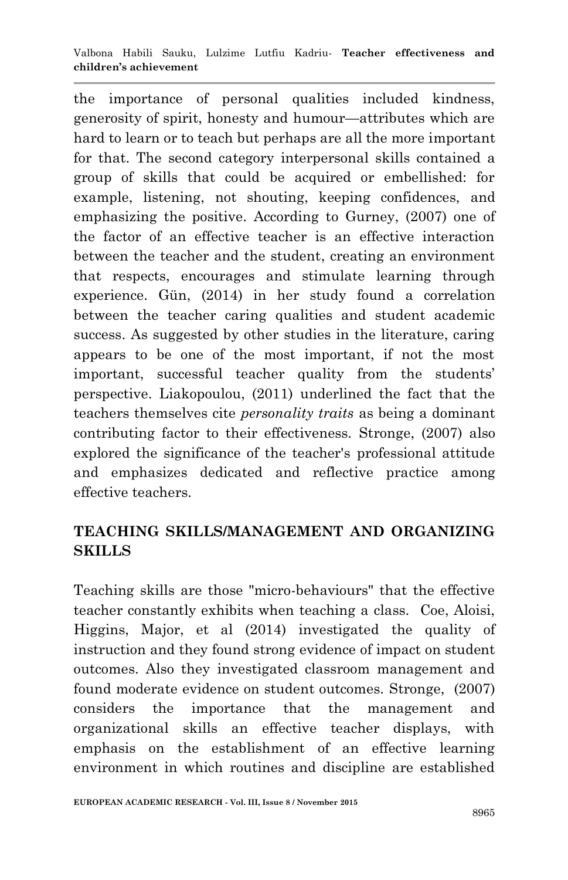the importance of personal qualities included kindness, generosity of spirit, honesty and humour—attributes which are hard to learn or to teach but perhaps are all the more important for that. The second category interpersonal skills contained a group of skills that could be acquired or embellished: for example, listening, not shouting, keeping confidences, and emphasizing the positive. According to Gurney, (2007) one of the factor of an effective teacher is an effective interaction between the teacher and the student, creating an environment that respects, encourages and stimulate learning through experience. Gün, (2014) in her study found a correlation between the teacher caring qualities and student academic success. As suggested by other studies in the literature, caring appears to be one of the most important, if not the most important, successful teacher quality from the students' perspective. Liakopoulou, (2011) underlined the fact that the teachers themselves cite *personality traits* as being a dominant contributing factor to their effectiveness. Stronge, (2007) also explored the significance of the teacher's professional attitude and emphasizes dedicated and reflective practice among effective teachers.

## TEACHING SKILLS/MANAGEMENT AND ORGANIZING SKILLS

Teaching skills are those "micro-behaviours" that the effective teacher constantly exhibits when teaching a class. Coe, Aloisi, Higgins, Major, et al (2014) investigated the quality of instruction and they found strong evidence of impact on student outcomes. Also they investigated classroom management and found moderate evidence on student outcomes. Stronge, (2007) considers the importance that the management and organizational skills an effective teacher displays, with emphasis on the establishment of an effective learning environment in which routines and discipline are established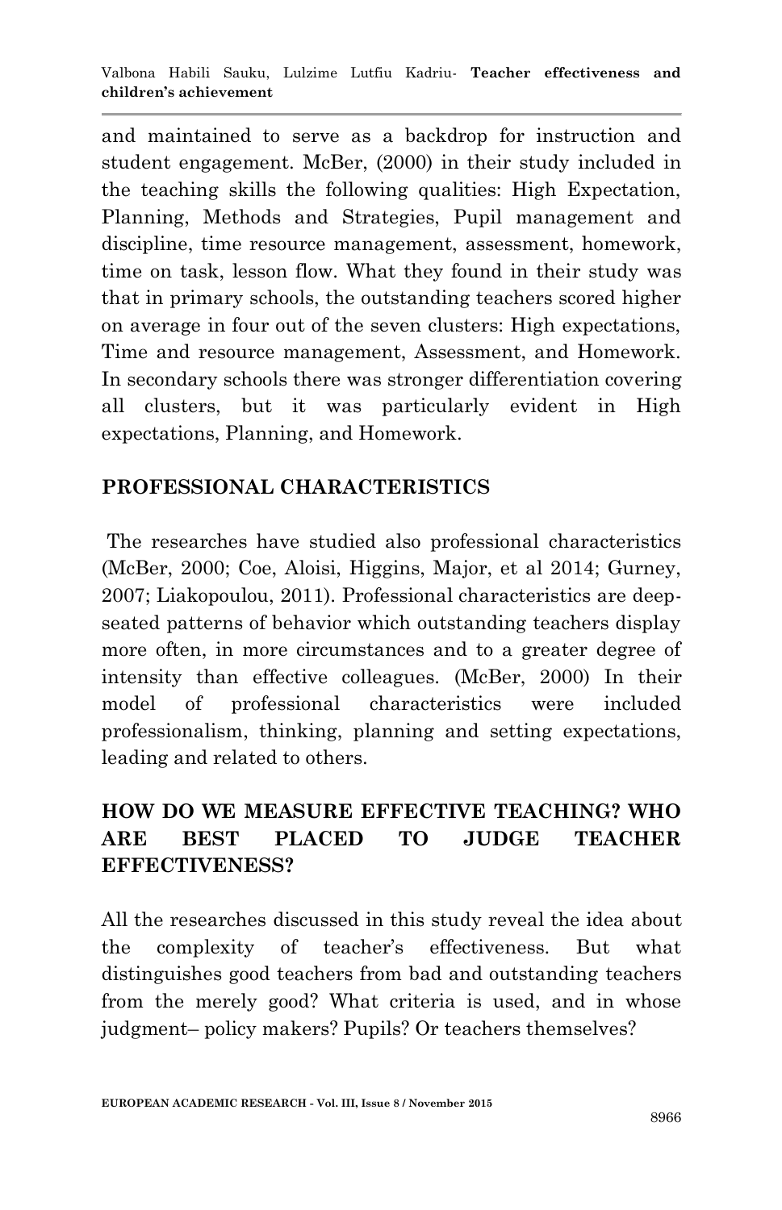and maintained to serve as a backdrop for instruction and student engagement. McBer, (2000) in their study included in the teaching skills the following qualities: High Expectation, Planning, Methods and Strategies, Pupil management and discipline, time resource management, assessment, homework, time on task, lesson flow. What they found in their study was that in primary schools, the outstanding teachers scored higher on average in four out of the seven clusters: High expectations, Time and resource management, Assessment, and Homework. In secondary schools there was stronger differentiation covering all clusters, but it was particularly evident in High expectations, Planning, and Homework.

## PROFESSIONAL CHARACTERISTICS

The researches have studied also professional characteristics (McBer, 2000; Coe, Aloisi, Higgins, Major, et al 2014; Gurney, 2007; Liakopoulou, 2011). Professional characteristics are deep-seated patterns of behavior which outstanding teachers display more often, in more circumstances and to a greater degree of intensity than effective colleagues. (McBer, 2000) In their model of professional characteristics were included professionalism, thinking, planning and setting expectations, leading and related to others.

## HOW DO WE MEASURE EFFECTIVE TEACHING? WHO ARE BEST PLACED TO JUDGE TEACHER EFFECTIVENESS?

All the researches discussed in this study reveal the idea about the complexity of teacher's effectiveness. But what distinguishes good teachers from bad and outstanding teachers from the merely good? What criteria is used, and in whose judgment– policy makers? Pupils? Or teachers themselves?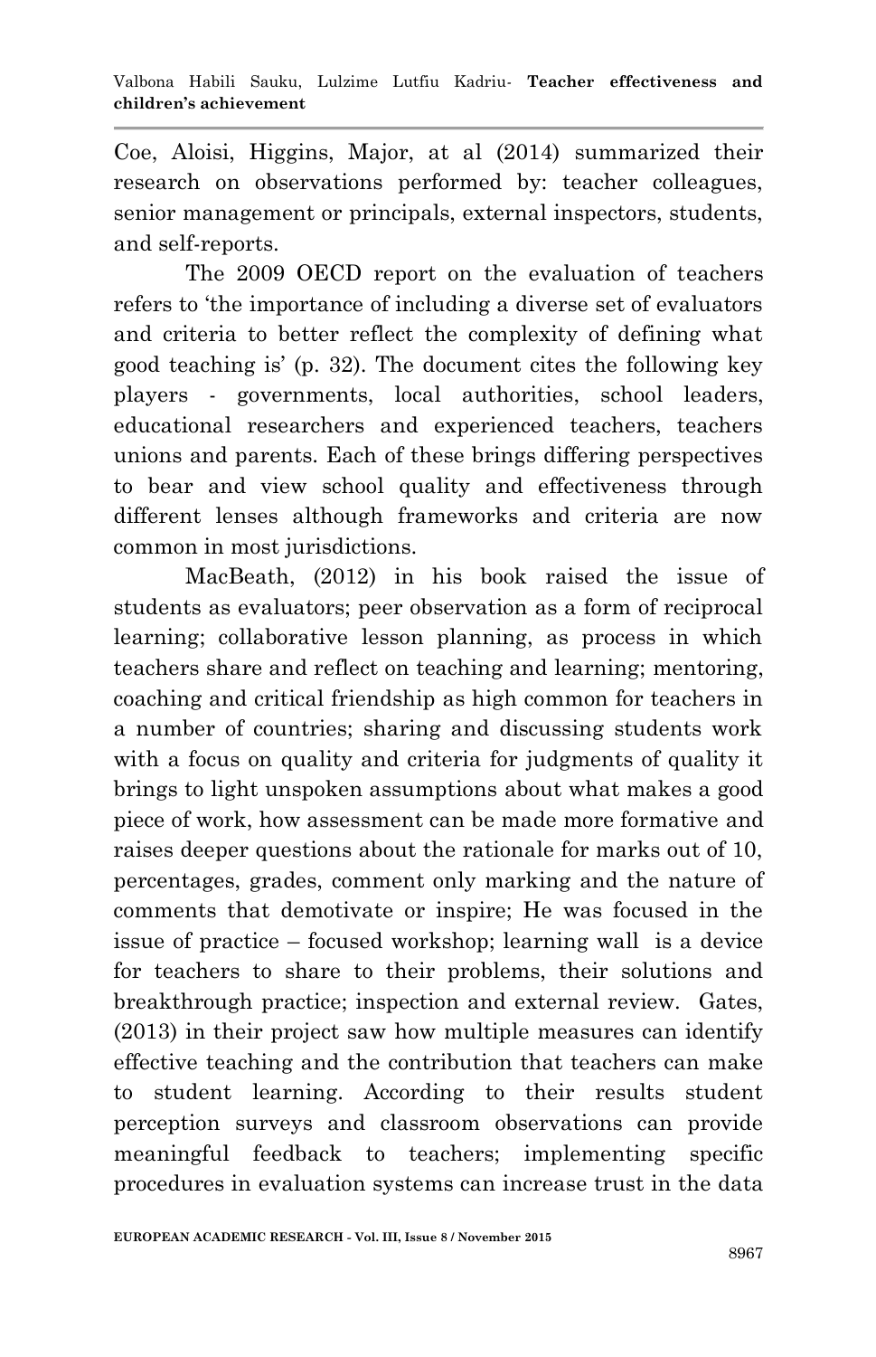Coe, Aloisi, Higgins, Major, at al (2014) summarized their research on observations performed by: teacher colleagues, senior management or principals, external inspectors, students, and self-reports.

The 2009 OECD report on the evaluation of teachers refers to 'the importance of including a diverse set of evaluators and criteria to better reflect the complexity of defining what good teaching is' (p. 32). The document cites the following key players - governments, local authorities, school leaders, educational researchers and experienced teachers, teachers unions and parents. Each of these brings differing perspectives to bear and view school quality and effectiveness through different lenses although frameworks and criteria are now common in most jurisdictions.

MacBeath, (2012) in his book raised the issue of students as evaluators; peer observation as a form of reciprocal learning; collaborative lesson planning, as process in which teachers share and reflect on teaching and learning; mentoring, coaching and critical friendship as high common for teachers in a number of countries; sharing and discussing students work with a focus on quality and criteria for judgments of quality it brings to light unspoken assumptions about what makes a good piece of work, how assessment can be made more formative and raises deeper questions about the rationale for marks out of 10, percentages, grades, comment only marking and the nature of comments that demotivate or inspire; He was focused in the issue of practice – focused workshop; learning wall is a device for teachers to share to their problems, their solutions and breakthrough practice; inspection and external review. Gates, (2013) in their project saw how multiple measures can identify effective teaching and the contribution that teachers can make to student learning. According to their results student perception surveys and classroom observations can provide meaningful feedback to teachers; implementing specific procedures in evaluation systems can increase trust in the data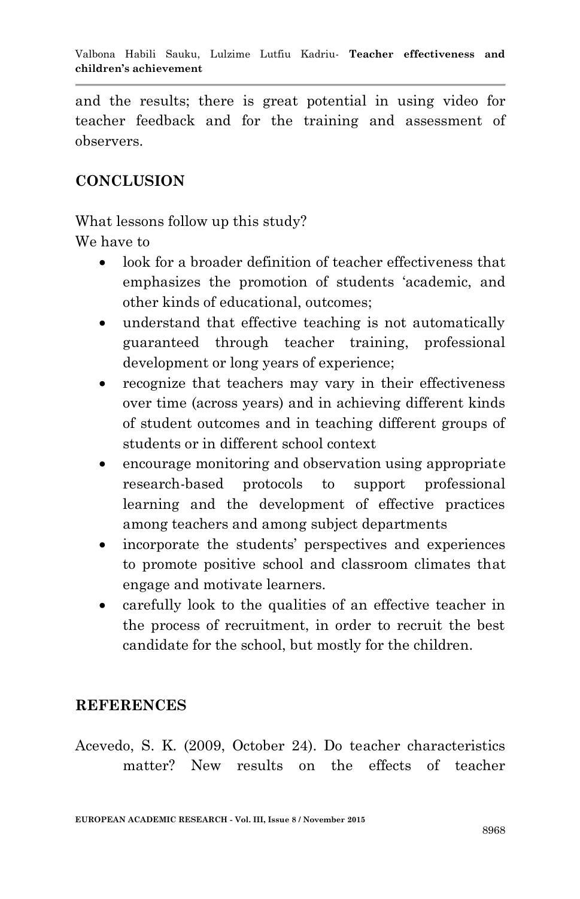and the results; there is great potential in using video for teacher feedback and for the training and assessment of observers.

## CONCLUSION

What lessons follow up this study?
We have to

- look for a broader definition of teacher effectiveness that emphasizes the promotion of students 'academic, and other kinds of educational, outcomes;
- understand that effective teaching is not automatically guaranteed through teacher training, professional development or long years of experience;
- recognize that teachers may vary in their effectiveness over time (across years) and in achieving different kinds of student outcomes and in teaching different groups of students or in different school context
- encourage monitoring and observation using appropriate research-based protocols to support professional learning and the development of effective practices among teachers and among subject departments
- incorporate the students' perspectives and experiences to promote positive school and classroom climates that engage and motivate learners.
- carefully look to the qualities of an effective teacher in the process of recruitment, in order to recruit the best candidate for the school, but mostly for the children.

## REFERENCES

Acevedo, S. K. (2009, October 24). Do teacher characteristics matter? New results on the effects of teacher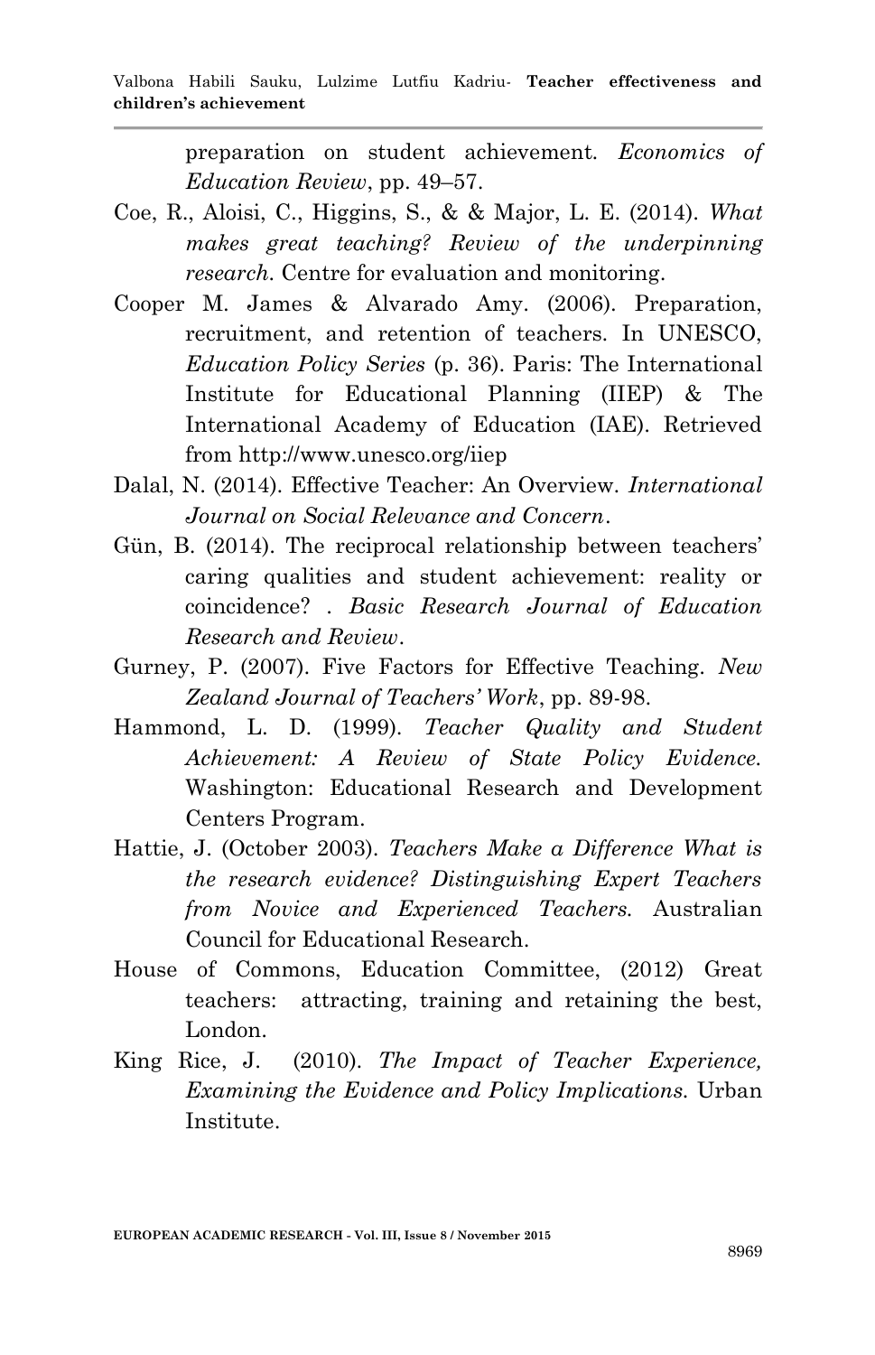preparation on student achievement. *Economics of Education Review*, pp. 49–57.

Coe, R., Aloisi, C., Higgins, S., & & Major, L. E. (2014). *What makes great teaching? Review of the underpinning research.* Centre for evaluation and monitoring.

Cooper M. James & Alvarado Amy. (2006). Preparation, recruitment, and retention of teachers. In UNESCO, *Education Policy Series* (p. 36). Paris: The International Institute for Educational Planning (IIEP) & The International Academy of Education (IAE). Retrieved from http://www.unesco.org/iiep

Dalal, N. (2014). Effective Teacher: An Overview. *International Journal on Social Relevance and Concern*.

Gün, B. (2014). The reciprocal relationship between teachers' caring qualities and student achievement: reality or coincidence? . *Basic Research Journal of Education Research and Review*.

Gurney, P. (2007). Five Factors for Effective Teaching. *New Zealand Journal of Teachers' Work*, pp. 89-98.

Hammond, L. D. (1999). *Teacher Quality and Student Achievement: A Review of State Policy Evidence.* Washington: Educational Research and Development Centers Program.

Hattie, J. (October 2003). *Teachers Make a Difference What is the research evidence? Distinguishing Expert Teachers from Novice and Experienced Teachers.* Australian Council for Educational Research.

House of Commons, Education Committee, (2012) Great teachers: attracting, training and retaining the best, London.

King Rice, J. (2010). *The Impact of Teacher Experience, Examining the Evidence and Policy Implications.* Urban Institute.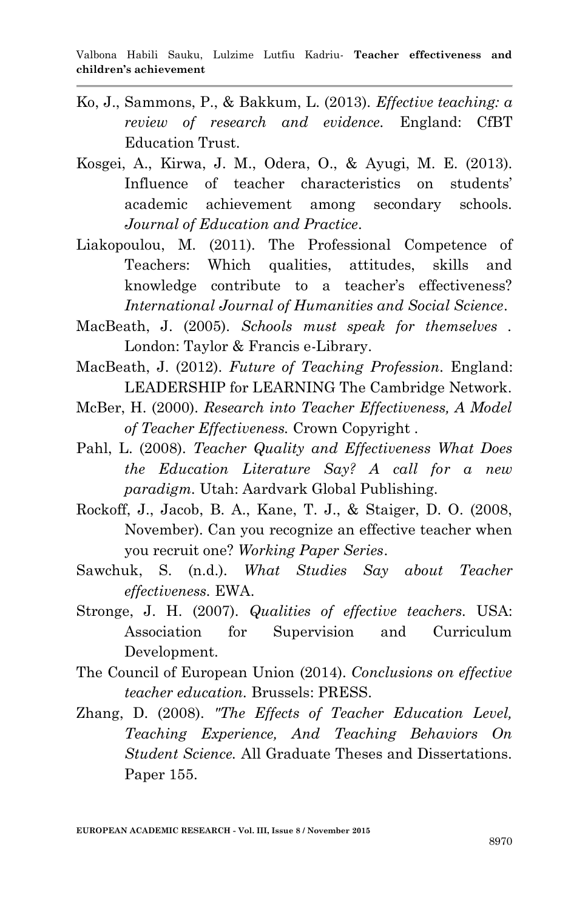Ko, J., Sammons, P., & Bakkum, L. (2013). *Effective teaching: a review of research and evidence*. England: CfBT Education Trust.

Kosgei, A., Kirwa, J. M., Odera, O., & Ayugi, M. E. (2013). Influence of teacher characteristics on students' academic achievement among secondary schools. *Journal of Education and Practice*.

Liakopoulou, M. (2011). The Professional Competence of Teachers: Which qualities, attitudes, skills and knowledge contribute to a teacher's effectiveness? *International Journal of Humanities and Social Science*.

MacBeath, J. (2005). *Schools must speak for themselves* . London: Taylor & Francis e-Library.

MacBeath, J. (2012). *Future of Teaching Profession*. England: LEADERSHIP for LEARNING The Cambridge Network.

McBer, H. (2000). *Research into Teacher Effectiveness, A Model of Teacher Effectiveness.* Crown Copyright .

Pahl, L. (2008). *Teacher Quality and Effectiveness What Does the Education Literature Say? A call for a new paradigm*. Utah: Aardvark Global Publishing.

Rockoff, J., Jacob, B. A., Kane, T. J., & Staiger, D. O. (2008, November). Can you recognize an effective teacher when you recruit one? *Working Paper Series*.

Sawchuk, S. (n.d.). *What Studies Say about Teacher effectiveness*. EWA.

Stronge, J. H. (2007). *Qualities of effective teachers*. USA: Association for Supervision and Curriculum Development.

The Council of European Union (2014). *Conclusions on effective teacher education*. Brussels: PRESS.

Zhang, D. (2008). *"The Effects of Teacher Education Level, Teaching Experience, And Teaching Behaviors On Student Science.* All Graduate Theses and Dissertations. Paper 155.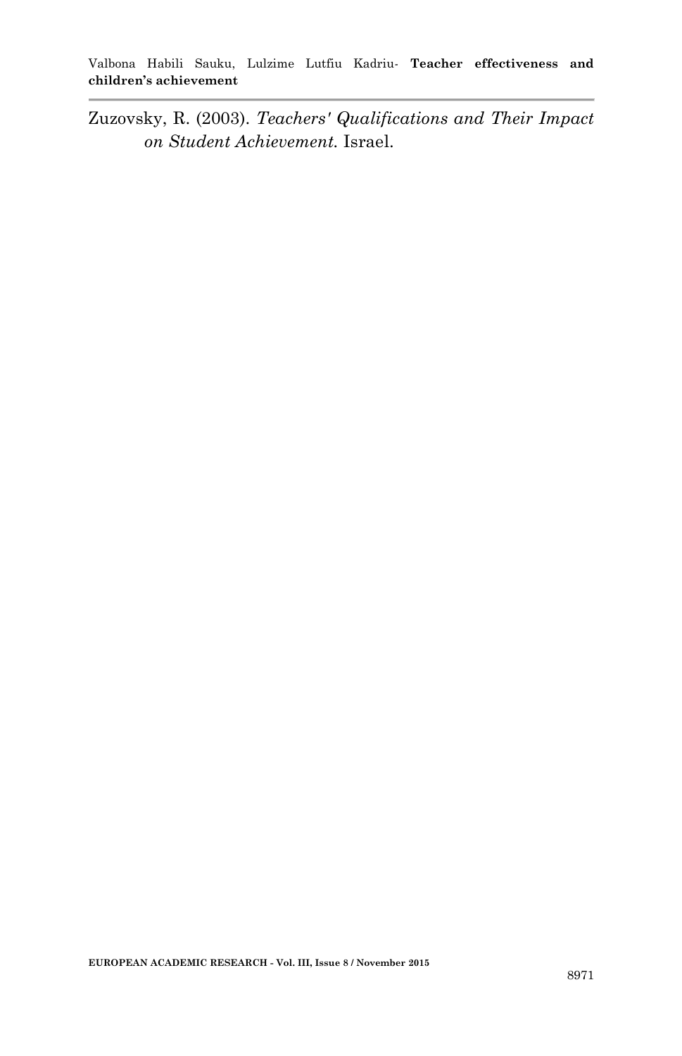Zuzovsky, R. (2003). *Teachers' Qualifications and Their Impact on Student Achievement.* Israel.